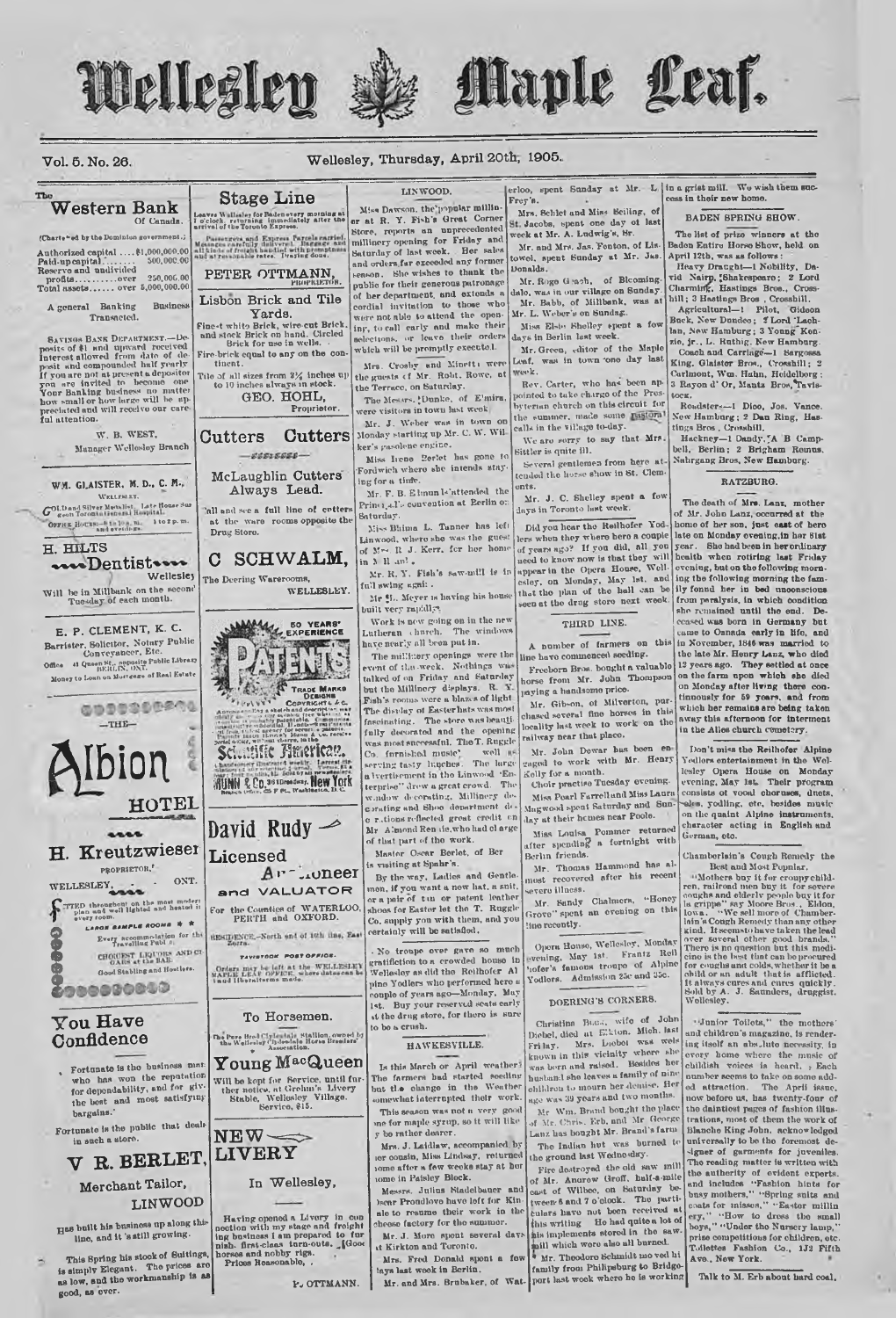# Wellesley Maple Leaf.

Vol. 5. No. 26. Wellesley, Thursday, April 20th, 1905.

## The Western Bank
Of Canada.

(Chartered by the Dominion government.)

Authorized capital ....$1,000,000.00
Paid-up capital........ 500,000.00
Reserve and undivided profits........over 250,000.00
Total assets...... over 5,000,000.00

A general Banking Business Transacted.

SAVINGS BANK DEPARTMENT.—Deposits of $1 and upward received Interest allowed from date of deposit and compounded half yearly. If you are not at present a depositor you are invited to become one. Your Banking business no matter how small or how large will be appreciated and will receive our careful attention.

W. B. WEST,
Manager Wellesley Branch

---

WM. GLAISTER, M. D., C. M.,
WELLESLEY.

GOLD and Silver Medalist, Late House Surgeon Toronto General Hospital.
OFFICE HOURS—8 to 10 a. m. 1 to 2 p. m. and evenings.

---

H. HILTS
Dentist
Wellesley

Will be in Millbank on the second Tuesday of each month.

---

E. P. CLEMENT, K. C.
Barrister, Solicitor, Notary Public Conveyancer, Etc.
Office 41 Queen St., opposite Public Library BERLIN, ONT.
Money to Loan on Mortgage of Real Estate

---

THE—
## Albion HOTEL

H. Kreutzwieser
PROPRIETOR.
WELLESLEY, ONT.

FITTED throughout on the most modern plan and well lighted and heated in every room.
LARGE SAMPLE ROOMS
Every accommodation for the Travelling Public.
CHOICEST LIQUORS AND CIGARS at the BAR.
Good Stabling and Hostlers.

---

## You Have Confidence

Fortunate is the business man who has won the reputation for dependability, and for giving the best and most satisfying bargains.

Fortunate is the public that deals in such a store.

## V R. BERLET,
Merchant Tailor,
LINWOOD

Has built his business up along this line, and it is still growing.

This Spring his stock of Suitings, is simply Elegant. The prices are as low, and the workmanship is as good, as ever.

---

## Stage Line

Leaves Wellesley for Baden every morning at 7 o'clock, returning immediately after the arrival of the Toronto Express.

Passengers and Express Parcels carried. Messages carefully delivered. Baggage and all kinds of freight handled with promptness and at reasonable rates. Draying done.

PETER OTTMANN, PROPRIETOR.

---

## Lisbon Brick and Tile Yards.

Finest white Brick, wire-cut Brick, and stock Brick on hand. Circled Brick for use in wells.
Fire-brick equal to any on the continent.
Tile of all sizes from 2½ inches up to 10 inches always in stock.

GEO. HOHL, Proprietor.

---

## Cutters Cutters

McLaughlin Cutters Always Lead.

Call and see a full line of cutters at the ware rooms opposite the Drug Store.

## C SCHWALM,
The Deering Warerooms,
WELLESLEY.

---

50 YEARS' EXPERIENCE
PATENTS
TRADE MARKS DESIGNS COPYRIGHTS &c.

Anyone sending a sketch and description may quickly ascertain our opinion free whether an invention is probably patentable. Communications strictly confidential. Handbook on Patents sent free. Oldest agency for securing patents. Patents taken through Munn & Co. receive special notice, without charge, in the

Scientific American.

A handsomely illustrated weekly. Largest circulation of any scientific journal. Terms, $3 a year; four months, $1. Sold by all newsdealers.

MUNN & Co. 361 Broadway, New York
Branch Office, 625 F St., Washington, D. C.

---

## David Rudy
Licensed
Auctioneer
and VALUATOR

For the Counties of WATERLOO, PERTH and OXFORD.

RESIDENCE,—North end of 14th line, East Zorra.

TAVISTOCK POST OFFICE.

Orders may be left at the WELLESLEY MAPLE LEAF OFFICE, where dates can be had and illustrations made.

---

## To Horsemen.

The Pure Bred Clydesdale Stallion, owned by the Wellesley Clydesdale Horse Breeders' Association.

## Young MacQueen

Will be kept for Service, until further notice, at Grebn's Livery Stable, Wellesley Village. Service, $15.

---

## NEW LIVERY

In Wellesley,

Having opened a Livery in connection with my stage and freight ing business I am prepared to furnish first-class turn-outs. Good horses and nobby rigs. Prices Reasonable.

P. OTTMANN.

---

## LINWOOD.

Miss Dawson, the popular milliner at R. Y. Fish's Great Corner Store, reports an unprecedented millinery opening for Friday and Saturday of last week. Her sales and orders far exceeded any former season. She wishes to thank the public for their generous patronage of her department, and extends a cordial invitation to those who were not able to attend the opening, to call early and make their selections, or leave their orders which will be promptly executed.

Mrs. Crosby and Minetti were the guests of Mr. Robt. Rowe, at the Terrace, on Saturday.

The Messrs. Dunke, of Elmira, were visitors in town last week.

Mr. J. Weber was in town on Monday starting up Mr. C. W. Wilker's gasolene engine.

Miss Irene Berlet has gone to Fordwich where she intends staying for a time.

Mr. F. B. Ehman attended the Principal's convention at Berlin on Saturday.

Miss Bhima L. Tanner has left Linwood, where she was the guest of Mrs. R. J. Kerr, for her home in Mill ant.

Mr. R. Y. Fish's saw-mill is in full swing again.

Mr M. Meyer is having his house built very rapidly.

Work is now going on in the new Lutheran church. The windows have nearly all been put in.

The millinery openings were the event of the week. Nothing was talked of on Friday and Saturday but the Millinery displays. R. Y. Fish's rooms were a blaze of light. The display of Easter hats was most fascinating. The store was beautifully decorated and the opening was most successful. The T. Ruggle Co. furnished music well as serving tasty lunches. The large advertisement in the Linwood 'Enterprise' drew a great crowd. The window decorating, Millinery decorating and Shoe department decorations reflected great credit on Mr. Almond Rennie, who had charge of that part of the work.

Master Oscar Berlet, of Berlin is visiting at Spahr's.

By the way, Ladies and Gentlemen, if you want a new hat, a suit, or a pair of tan or patent leather shoes for Easter let the T. Ruggle Co. supply you with them, and you certainly will be satisfied.

No troupe ever gave so much gratification to a crowded house in Wellesley as did the Reilhofer Alpine Yodlers who performed here a couple of years ago—Monday, May 1st. Buy your reserved seats early at the drug store, for there is sure to be a crush.

## HAWKESVILLE.

Is this March or April weather? The farmers had started seeding but the change in the Weather somewhat interrupted their work.

This season was not a very good one for maple syrup, so it will like y be rather dearer.

Mrs. J. Laidlaw, accompanied by her cousin, Miss Lindsay, returned home after a few weeks stay at her home in Paisley Block.

Messrs. Julius Stadelbauer and Oscar Proudlove have left for Kin ale to resume their work in the cheese factory for the summer.

Mr. J. More spent several days at Kirkton and Toronto.

Mrs. Fred Donald spent a few days last week in Berlin.

Mr. and Mrs. Brubaker, of Waterloo, spent Sunday at Mr. L Frey's.

Mrs. Schlet and Miss Seiling, of St. Jacobs, spent one day of last week at Mr. A. Ludwig's, Sr.

Mr. and Mrs. Jas. Fenton, of Listowel, spent Sunday at Mr. Jas. Donalds.

Mr. Roge Gaab, of Blooming-dale, was in our village on Sunday.

Mr. Babb, of Millbank, was at Mr. L. Weber's on Sunday.

Miss Elsie Shelley spent a few days in Berlin last week.

Mr. Green, editor of the Maple Leaf, was in town one day last week.

Rev. Carter, who has been appointed to take charge of the Presbyterian church on this circuit for the summer, made some pastoral calls in the village to-day.

We are sorry to say that Mrs. Sittler is quite ill.

Several gentlemen from here attended the horse show in St. Clements.

Mr. J. C. Shelley spent a few days in Toronto last week.

Did you hear the Reilhofer Yodlers when they where here a couple of years ago? If you did, all you need to know now is that they will appear in the Opera House, Wellesley, on Monday, May 1st, and that the plan of the hall can be seen at the drug store next week.

## THIRD LINE.

A number of farmers on this line have commenced seeding.

Freeborn Bros. bought a valuable horse from Mr. John Thompson paying a handsome price.

Mr. Gibson, of Milverton, purchased several fine horses in this locality last week to work on the railway near that place.

Mr. John Dewar has been engaged to work with Mr. Henry Kelly for a month.

Choir practise Tuesday evening.

Miss Pearl Farrell and Miss Laura Magwood spent Saturday and Sunday at their homes near Poole.

Miss Louisa Pommer returned after spending a fortnight with Berlin friends.

Mr. Thomas Hammond has almost recovered after his recent severe illness.

Mr. Sandy Chalmers, "Honey Grove" spent an evening on this line recently.

Opera House, Wellesley, Monday evening, May 1st. Frantz Reilhofer's famous troupe of Alpine Yodlers. Admission 25c and 35c.

## DOERING'S CORNERS.

Christina Buss, wife of John Diebel, died at Elkton, Mich. last Friday. Mrs. Diebel was well known in this vicinity where she was born and raised. Besides her husband she leaves a family of nine children to mourn her demise. Her age was 39 years and two months.

Mr. Wm. Brand bought the place of Mr. Chris. Erb, and Mr George Lanz has bought Mr. Brand's farm

The Indian hut was burned to the ground last Wednesday.

Fire destroyed the old saw mill east of Mr. Andrew Groff, half-a-mile east of Wilbee, on Saturday between 6 and 7 o'clock. The particulars have not been received at this writing He had quite a lot of his implements stored in the saw-mill which were also all burned.

Mr. Theodore Schmidt moved his family from Philipsburg to Bridgeport last week where he is working in a grist mill. We wish them success in their new home.

## BADEN SPRING SHOW.

The list of prize winners at the Baden Entire Horse Show, held on April 12th, was as follows:

Heavy Draught—1 Nobility, David Nairn; Shakespeare; 2 Lord Charming, Hastings Bros., Crosshill; 3 Hastings Bros., Crosshill.

Agricultural—1 Pilot, Gideon Buck, New Dundee; 2 Lord Lachlan, New Hamburg; 3 Young Kenzie, jr., L. Ruthig, New Hamburg.

Coach and Carriage—1 Bargossa King, Glaister Bros., Crosshill; 2 Carlmont, Wm. Hahn, Heidelberg; 3 Rayon d' Or, Manta Bros, Tavistock.

Roadster—1 Dioo, Jos. Vance, New Hamburg; 2 Dan Ring, Hastings Bros., Crosshill.

Hackney—1 Dandy, A B Campbell, Berlin; 2 Brigham Reuns, Nahrgang Bros, New Hamburg.

## RATZBURG.

The death of Mrs. Lanz, mother of Mr. John Lanz, occurred at the home of her son, just east of here late on Monday evening, in her 81st year. She had been in her ordinary health when retiring last Friday evening, but on the following morning the family found her in bed unconscious from paralysis, in which condition she remained until the end. Deceased was born in Germany but came to Canada early in life, and in November, 1846 was married to the late Mr. Henry Lanz, who died 12 years ago. They settled at once on the farm upon which she died on Monday after living there continuously for 59 years, and from which her remains are being taken away this afternoon for interment in the Alles church cemetery.

Don't miss the Reilhofer Alpine Yodlers entertainment in the Wellesley Opera House on Monday evening, May 1st. Their program consists of vocal choruses, duets, solos, yodling, etc, besides music on the quaint Alpine instruments, character acting in English and German, etc.

Chamberlain's Cough Remedy the Best and Most Popular.

"Mothers buy it for croupy children, railroad men buy it for severe coughs and elderly people buy it for la grippe," say Moore Bros., Eldon, Iowa. "We sell more of Chamberlain's Cough Remedy than any other kind. It seems to have taken the lead over several other good brands." There is no question but this medicine is the best that can be procured for coughs and colds, whether it be a child or an adult that is afflicted. It always cures and cures quickly. Sold by A. J. Saunders, druggist, Wellesley.

"Junior Toilets," the mothers' and children's magazine, is rendering itself an absolute necessity, in every home where the music of childish voices is heard. Each number seems to take on some added attraction. The April issue, now before us, has twenty-four of the daintiest pages of fashion illustrations, most of them the work of Blanche King John, acknowledged universally to be the foremost designer of garments for juveniles. The reading matter is written with the authority of evident experts, and includes "Fashion hints for busy mothers," "Spring suits and coats for misses," "Easter millinery," "How to dress the small boys," "Under the Nursery lamp," prize competitions for children, etc. Toilettes Fashion Co., 132 Fifth Ave., New York.

Talk to M. Erb about hard coal.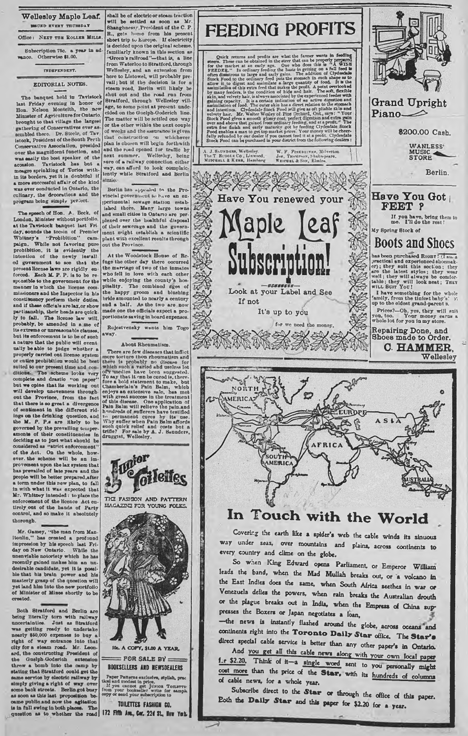## Wellesley Maple Leaf.

ISSUED EVERY THURSDAY

Office: NEXT THE ROLLER MILLS.

Subscription 75c. a year in advance. Otherwise $1.00.

INDEPENDENT.

### EDITORIAL NOTES.

The banquet held in Tavistock last Friday evening in honor of Hon. Nelson Monteith, the new Minister of Agriculture for Ontario, brought to that village the largest gathering of Conservatives ever assembled there. Dr. Steele, of Tavistock, President of the South Perth Conservative Association, presided over the magnificent function, and was easily the best speaker of the occasion. Tavistock has but a meagre sprinkling of Tories within its borders, yet it is doubtful if a more successful affair of the kind was ever conducted in Ontario, the culinary, the decorations and the program being simply perfect.

The speech of Hon. A. Beck, of London, Minister without portfolio, at the Tavistock banquet last Friday, sounds the tocsin of Premier Whitney's "Prohibition" campaign. While not favoring pure prohibition, it is evidently the intention of the newly installed government to see that the present license laws are rigidly enforced. Each M. P. P. is to be responsible to the government for the manner in which the license commissioners and the Inspector in his constituency perform their duties, and if these officials are lax, or show partisanship, their heads are quickly to fall. The license law will, probably, be amended in some of its extreme or unreasonable clauses, but its enforcement is to be of such a nature that the public will eventually be able to judge whether a properly carried out license system or entire prohibition would be best suited to our present time and conditions. The scheme looks very complete and drastic "on paper" but we opine that its working out will develop unevenness throughout the Province, from the fact that there is so great a divergence of sentiment in the different ridings on the drinking question, and the M. P. P.s are likely to be governed by the prevailing temperaments of their constituencies in deciding as to just what should be considered as "strict enforcement" of the Act. On the whole, however, the scheme will be an improvement upon the lax system that has prevailed of late years and the people will be better prepared, after a term under this new plan, to fall in with what it was expected that Mr. Whitney intended: to place the enforcement of the licence Act entirely out of the hands of Party control, and so make it absolutely thorough.

Mr. Gamey, "the man from Manitoulin," has created a profound impression by his speech last Friday on New Ontario. While the unenviable notoriety which he has recently gained makes him an undesirable candidate, yet it is possible that his brain power and his masterly grasp of the question will yet land him into the new portfolio of Minister of Mines shortly to be created.

Both Stratford and Berlin are being literally torn with railway uncertainties. Just as Stratford was getting ready to undertake nearly $50,000 expenses to buy a right of way entrance into that city for a steam road, Mr. Leonard, the constructing President of the Guelph-Goderich extension threw a bomb into the camp by stating that Stratford could get the same service by electric railway by simply giving a right of way over some back streets. Berlin got busy as soon as this last proposition became public and now the agitation is in full swing in both places. The question as to whether the road shall be of electric or steam traction will be settled as soon as Mr. Shaughnessy, President of the C. P. R., gets home from his present short trip to Europe. If electricity is decided upon the original scheme, familiarly known in this section as "Green's railroad"—that is, a line from Waterloo to Stratford, through Wellesley, and an extension from here to Listowel, will probably prevail; but if the decision is for a steam road, Berlin will likely be shut out and the road run from Stratford, through Wellesley village, to some point at present undecided on the Guelph-Goderich line. The matter will be settled one way or the other within the next couple of weeks and the assurance is given that construction on whichever plan is chosen will begin forthwith and the road opened for traffic by next summer. Wellesley, being sure of a railway connection either way, can afford to look complacently while Stratford and Berlin sizzle.

Berlin has appealed to the Provincial government to have an experimental sewage station established there. Many large towns and small cities in Ontario are perplexed over the healthful disposal of their sewerage and the government might establish a scientific plant with excellent results throughout the Province.

At the Woodstock House of Refuge the other day there occurred the marriage of two of the inmates who fell in love with each other while enjoying the county's hospitality. The combined ages of the happy groom and blushing bride amounted to nearly a century and a half. As the two are now made one the officials expect a proportionate saving in board expenses.

Rojestvensky wants him Togo away.

### About Rheumatism.

There are few diseases that inflict more torture than rheumatism and there is probably no disease for which such a varied and useless lot of remedies have been suggested. To say that it can be cured is, therefore a bold statement to make, but Chamberlain's Pain Balm, which enjoys an extensive sale, has met with great success in the treatment of this disease. One application of Pain Balm will relieve the pain and hundreds of sufferers have testified to permanent cures by its use. Why suffer when Pain Balm affords such quick relief and costs but a trifle? For sale by A. J. Saunders, druggist, Wellesley.

## Junior Toilettes

THE FASHION AND PATTERN MAGAZINE FOR YOUNG FOLKS.

10c. A COPY, $1.00 A YEAR.

FOR SALE BY
BOOKSELLERS AND NEWSDEALERS

Paper Patterns exclusive, stylish, practical and modest in price.

If you cannot get JUNIOR TOILETTES from your bookseller write for sample copy or send your subscription to

TOILETTES FASHION CO.
172 Fifth Ave., Cor. 22d St., New York

## FEEDING PROFITS

Quick returns and profits are what the farmer wants in feeding steers. These can be obtained in the steer that can be properly prepared for the market at an early age. One who does this is "A WISE FEEDER." In ordinary feeding the haste in getting on a full feed is often disastrous to large and early gains. The addition of Clydesdale Stock Food to the ordinary feed puts the stomach in such shape as to allow it to digest and assimilate a large quantity of food. It is the assimilation of this extra feed that makes the profit. A point overlooked by many feeders, is the condition of hide and hair. The soft, flexible skin, and velvety hair, is always associated by the experienced feeder with gaining capacity. It is a certain indication of an active digestion and assimilation of food. The outer skin has a direct relation to the stomach and intestines. Clydesdale Stock Food will give as soft pliable skin and velvety hair. Mr. Walter Wesley of Pine Orchard, Ont., says: "Your Stock Food gives a smooth glossy coat, perfect digestion and extra gain over and above that gained from ordinary feeding, and at a profit." The extra fine finish and early maturity got by feeding Clydesdale Stock Food enables a man to get top market prices. Your money will be cheerfully refunded by our dealer if you cannot feed it at a profit. Clydesdale Stock Food can be purchased in your district from the following dealers:

A. J. SAUNDERS, Wellesley
The T. RUDOLF Co., Linwood,
MITCHELL & KERR, Hamburg
W. F. FISCHBEIN, Milverton
Jas. THOMPSON, Shakespeare,
WEICHEL & SON, Elmira

## Have You renewed your Maple Leaf Subscription!

Look at your Label and See

If not

It's up to you

for we need the money.

## Grand Upright Piano

$200.00 Cash.

WANLESS' MUSIC STORE

Berlin.

## Have You Got FEET ?

If you have, bring them to me. I'll do the rest!

My Spring Stock of

## Boots and Shoes

has been purchased RIGHT! (I am a practical and experienced shoemaker); they suit this section; they are the latest styles; they wear well; they will always be comfortable; they will look neat; THEY WILL SUIT YOU!

I have something for the whole family, from the tiniest baby's up to the oldest grand-parent's.

Prices?—Oh, yes, they will suit you, too. Your money earns a whole lot for you in my store.

Repairing Done, and Shoes made to Order.

**C. HAMMER,**
Wellesley

## In Touch with the World

Covering the earth like a spider's web the cable winds its sinuous way under seas, over mountains and plains, across continents to every country and clime on the globe.

So when King Edward opens Parliament, or Emperor William leads the band, when the Mad Mullah breaks out, or a volcano in the East Indies does the same, when South Africa seethes in war or Venezuela defies the powers, when rain breaks the Australian drouth or the plague breaks out in India, when the Empress of China suppresses the Boxers or Japan negotiates a loan,

—the news is instantly flashed around the globe, across oceans and continents right into the **Toronto Daily Star** office. The **Star's** direct special cable service is better than any other paper's in Ontario.

And you get all this cable news along with your own local paper for $2.20. Think of it—a single word sent to you personally might cost more than the price of the **Star**, with its hundreds of columns of cable news, for a whole year.

Subscribe direct to the **Star** or through the office of this paper. Both the **Daily Star** and this paper for $2.20 for a year.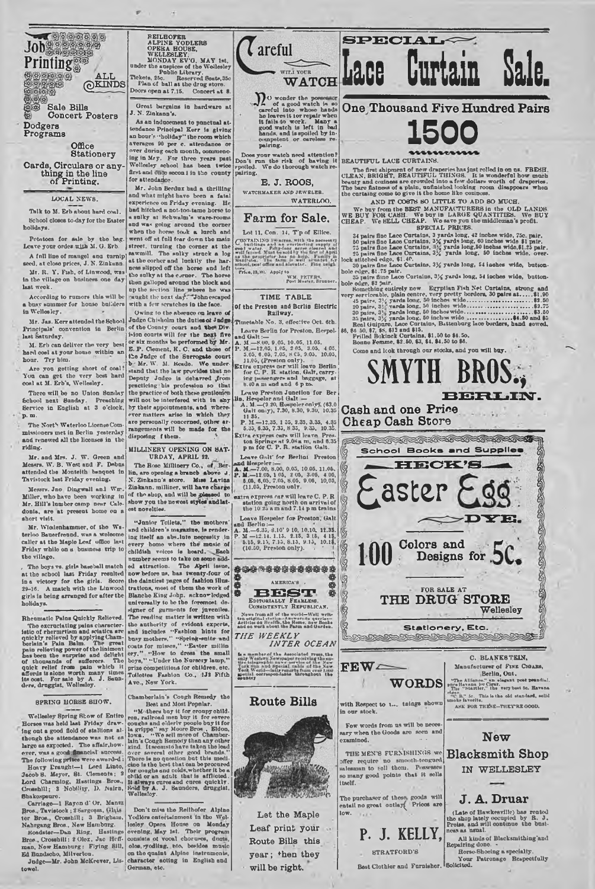# Job Printing ALL KINDS

Sale Bills
Concert Posters
Dodgers
Programs
Office Stationery
Cards, Circulars or anything in the line of Printing.

## LOCAL NEWS.

Talk to M. Erb about hard coal.

School closes to-day for the Easter holidays.

Potatoes for sale by the bag. Leave your order with M. G. Erb.

A full line of mangel and turnip seed, at close prices, J. N. Zinkann.

Mr. R. Y. Fish, of Linwood, was in the village on business one day last week.

According to rumors this will be a busy summer for house builders in Wellesley.

Mr. Jas. Kerr attended the School Principals' convention in Berlin last Saturday.

M. Erb can deliver the very best hard coal at your house within an hour. Try him.

Are you getting short of coal? You can get the very best hard coal at M. Erb's, Wellesley.

There will be no Union Sunday School next Sunday. Preaching Service in English at 3 o'clock, p. m.

The North Waterloo License Commissioners met in Berlin yesterday and renewed all the licenses in the riding.

Mr. and Mrs. J. W. Green and Messrs. W. B. West and F. Debus attended the Monteith banquet in Tavistock last Friday evening.

Messrs. Jno Dingwall and Wm. Miller, who have been working in Mr. Hill's lumber camp near Caledonia, are at present home on a short visit.

Mr. Wiedenhammer, of the Waterloo Bauerfreund, was a welcome caller at the Maple Leaf office last Friday while on a business trip to the village.

The boys vs. girls baseball match at the school last Friday resulted in a victory for the girls. Score 29-16. A match with the Linwood girls is being arranged for after the holidays.

Rheumatic Pains Quickly Relieved. The excruciating pains characteristic of rheumatism and sciatica are quickly relieved by applying Chamberlain's Pain Balm. The great pain relieving power of the liniment has been the surprise and delight of thousands of sufferers. The quick relief from pain which it affords is alone worth many times its cost. For sale by A. J. Saunders, druggist, Wellesley.

## SPRING HORSE SHOW.

Wellesley Spring Show of Entire Horses was held last Friday drawing out a good field of stallions although the attendance was not as large as expected. The affair, however, was a good financial success. The following prizes were awarded:

Heavy Draught—1 Lord Linto, Jacob S. Meyer, St. Clements; 2 Lord Charming, Hastings Bros., Crosshill; 3 Nobility, D. Nairn, Shakespeare.

Carriage—1 Rayon d' Or, Manz Bros., Tavistock; 2 Sargosa, Glais ter Bros., Crosshill; 3 Brigham, Nahrgang Bros., New Hamburg.

Roadster—Dan Ring, Hastings Bros., Crosshill; 2 Olex, Jac Hoffman, New Hamburg; Flying Sill, Ed Bundscho, Milverton.

Judge—Mr. John McKeever, Listowel.

REILHOFER
ALPINE YODLERS
OPERA HOUSE,
WELLESLEY,
MONDAY EV'G, MAY 1st,
under the auspices of the Wellesley Public Library.
Tickets, 25c. Reserved Seats, 35c
Plan of hall at the drug store.
Doors open at 7.15. Concert at 8.

Great bargains in hardware at J. N. Zinkann's.

As an inducement to punctual attendance Principal Kerr is giving an hour's "holiday" the room which averages 90 per c. attendance or over during each month, commencing in May. For three years past Wellesley school has been twice first and once second in the county for attendance.

Mr. John Berdux had a thrilling and what might have been a fatal experience on Friday evening. He had hitched a not-too-tame horse to a sulky at Schwalm's ware-rooms and was going around the corner when the horse took a lurch and went off at full tear down the main street, turning the corner at the sawmill. The sulky struck a log at the corner and luckily the harness slipped off the horse and left the sulky at the corner. The horse then galloped around the block and up the section line where he was caught the next day. John escaped with a few scratches in the face.

Owing to the absence on leave of Judge Chisholm the duties of Judge of the County court and the Division courts will for the next five or six months be performed by Mr. E. P. Clement, K. C. and those of the Judge of the Surrogate court by Mr. W. M. Reade. We understand that the law provides that no Deputy Judge is debarred from practicing his profession so that the practice of both these gentlemen will not be interfered with in any by their appointments, and wherever matters arise in which they are personally concerned, other arrangements will be made for the disposing of them.

## MILLINERY OPENING ON SATURDAY, APRIL 22.

The Rose Millinery Co., of Berlin, are opening a branch above J. N. Zinkann's store. Miss Lavina Zinkann, milliner, will have charge of the shop, and will be pleased to show you the newest styles and latest novelties.

"Junior Toilets," the mothers' and children's magazine, is rendering itself an absolute necessity in every home where the music of childish voices is heard. Each number seems to take on some added attraction. The April issue, now before us, has twenty-four of the daintiest pages of fashion illustrations, most of them the work of Blanche King Jobp. acknowledged universally to be the foremost designer of garments for juveniles. The reading matter is written with the authority of evident experts, and includes "Fashion hints for busy mothers," "Spring suits and coats for misses," "Easter millinery," "How to dress the small boys," "Under the Nursery lamp," prize competitions for children, etc. Toilettes Fashion Co., 132 Fifth Ave., New York.

Chamberlain's Cough Remedy the Best and Most Popular.

"Mothers buy it for croupy children, railroad men buy it for severe coughs and elderly people buy it for la grippe" say Moore Bros., Eldon, Iowa. "We sell more of Chamberlain's Cough Remedy than any other kind. It seems to have taken the lead over several other good brands." There is no question but this medicine is the best that can be procured for coughs and colds, whether it be a child or an adult that is afflicted. It always cures and cures quickly. Sold by A. J. Saunders, druggist, Wellesley.

Don't miss the Reilhofer Alpine Yodlers entertainment in the Wellesley Opera House on Monday evening, May 1st. Their program consists of vocal choruses, duets, solos, yodling, etc, besides music on the quaint Alpine instruments, character acting in English and German, etc.

# Careful WITH YOUR WATCH

No wonder the possessor of a good watch is so careful into whose hands he leaves it for repair when it fails to work. Many a good watch is left in bad hands, and is spoiled by incompetent or careless repairing.

Does your watch need attention? Don't run the risk of having it spoiled. We do thorough watch repairing.

E. J. ROOS,
WATCHMAKER AND JEWELER.
WATERLOO.

## Farm for Sale.

Lot 11, Con. 14, T'p of Ellice.

Containing 100 acres, with the necessary buildings and an everlasting supply of good water. Fifty-four acres cleared and well fenced. Must be sold by the first of April as the proprietor has no help. Family in Manitoba. The farm is well situated for school, post office and elevator. Fine neighbours.

Price, $3,200. Apply to
WM. PETERS,
Post Master, Brunner.

## TIME TABLE
### of the Preston and Berlin Electric Railway.

Timetable No. 3, effective Oct. 6th.

Leave Berlin for Preston, Hespeler and Galt:—
A. M.—8.00, 9.05, 10.05, 11.05.
P. M.—12.05, 1.05, 2.05, 3.05, 4.05, 5.05, 6.05, 7.05, 8.05, 9.05, 10.05, 11.05, (Preston only).
Extra express car will leave Berlin for C. P. R. station, Galt, carrying passengers and baggage, at 8.40 a m and and 6 p m.

Leave Preston Junction for Berlin, Hespeler and Galt:—
A. M.—(9.20, Hespeler only, (83.0 Galt only), 7.30, 8.30, 9.30, 10.35 11.35.
P. M.—12.35, 1.35, 2.35, 3.35, 4.35 5.35, 6.35, 7.35, 8.35, 9.35, 10.35.
Extra express cars will leave Preston Springs at 9.08 a m, and 6.35 p m for C. P. R. station Galt.

Leave Galt for Berlin Preston and Hespeler:—
A. M.—7.00, 8.00, 9.05, 10.05, 11.05.
P. M.—12.05, 1.05, 2.05, 3.05, 4.05, 5.05, 6.05, 7.05, 8.05, 9.05, 10.05, (11.05, Preston only.

extra express car will leave C. P. R station going north on arrival of the 10.25 a m and 7.14 p m trains

Leave Hespeler for Preston, Galt and Berlin:—
A. M.—6.35, 8.10, 9.10, 10.10, 11.35.
P. M.—12.14, 1.15, 2.15, 3.15, 4.15, 5.15, 6.15, 7.15, 8.15, 9.15, 10.15, (10.50, Preston only).

AMERICA'S
# BEST
EDITORIALLY FEARLESS.
CONSISTENTLY REPUBLICAN.

News from all of the world—Well written original stories—Answers to queries—Articles on Health, the Home, New Books and on Work about the Farm and Garden.

## THE WEEKLY INTER OCEAN

Is a member of the Associated Press, the only Western Newspaper receiving the entire telegraphic news service of the New York Sun and special cable of the New York World—daily reports from over 2,000 special correspondents throughout the country.

## Route Bills

Let the Maple Leaf print your Route Bills this year; then they will be right.

# SPECIAL Lace Curtain Sale.

## One Thousand Five Hundred Pairs
# 1500

BEAUTIFUL LACE CURTAINS.

The first shipment of new draperies has just rolled in on us. FRESH, CLEAN, BRIGHT, BEAUTIFUL THINGS. It is wonderful how much beauty and coziness are crowded into a few dollars worth of draperies. The bare flatness of a plain, unfinished looking room disappears when the curtains come to give it the home like coziness.

AND IT COSTS SO LITTLE TO ADD SO MUCH.

We buy from the BEST MANUFACTURERS in the OLD LANDS. WE BUY FOR CASH. We buy in LARGE QUANTITIES. We BUY CHEAP. We SELL CHEAP. We save you the middleman's profit.

SPECIAL PRICES.

34 pairs fine Lace Curtains, 3 yards long, 42 inches wide, 75c. pair.
50 pairs fine Lace Curtains, 3½ yards long, 60 inches wide $1 pair.
75 pairs fine Lace Curtains, 3½ yards long, 50 inches wide, $1.25 pair.
25 pairs fine Lace Curtains, 3½ yards long, 50 inches wide, overlock stitched edge, $1.40.
30 pairs fine Lace Curtains, 3½ yards long, 54 inches wide, buttonhole edge, $1.75 pair.
35 pairs fine Lace Curtains, 3½ yards long, 54 inches wide, buttonhole edge, $2 pair.

Something entirely new Egyptian Fish Net Curtains, strong and very serviceable, plain centre, very pretty borders, 30 pairs at.....$1.90
45 pairs, 3½ yards long, 50 inches wide....................$2.50
20 pairs, 3½ yards long, 50 inches wide....................$2.75
30 pairs, 3½ yards long, 50 inches wide....................$3.50
35 pairs, 3½ yards long, 50 inches wide..................$4.50 and $5

Real Guipure, Lace Curtains, Battenburg lace borders, hand sewed, $6, $6.50, $7, $8, $12 and $15.
Frilled Bobinet Curtains, $1.50 to $4.50.
Bonne Femme, $2.50, $3, $4, $4.50 to $6.

Come and look through our stocks, and you will buy.

# SMYTH BROS.,
## BERLIN.

Cash and one Price
Cheap Cash Store

School Books and Supplies

HECK'S
# Easter Egg DYE.

100 Colors and Designs for 5c.

FOR SALE AT
THE DRUG STORE
Wellesley

Stationery, Etc.

## FEW WORDS

with Respect to the things shown in our stock.

Few words from us will be necessary when the Goods are seen and examined.

THE MEN'S FURNISHINGS we offer require no smooth-tongued salesman to sell them. Possesses so many good points that it sells itself.

The purchaser of these goods will entail no great outlay. Prices are low.

# P. J. KELLY,
STRATFORD'S
Best Clothier and Furnisher.

C. BLANKSTEIN,
Manufacturer of FINE CIGARS,
Berlin, Ont.

"The Alliance," an elegant post prandial, pure Havana 10c Cigar.
The "Startler," the very best 5c. Havana
"B. B." 5c. This is the old standard, solid smoke favorite.
ASK FOR THESE—THEY'RE GOOD.

## New Blacksmith Shop
IN WELLESLEY

# J. A. Druar

(Late of Hawkesville) has rented the shop lately occupied by R. J. Preiss, and will continue the business as usual.

All kinds of Blacksmithing and Repairing done.

Horse-Shoeing a specialty.

Your Patronage Respectfully Solicited.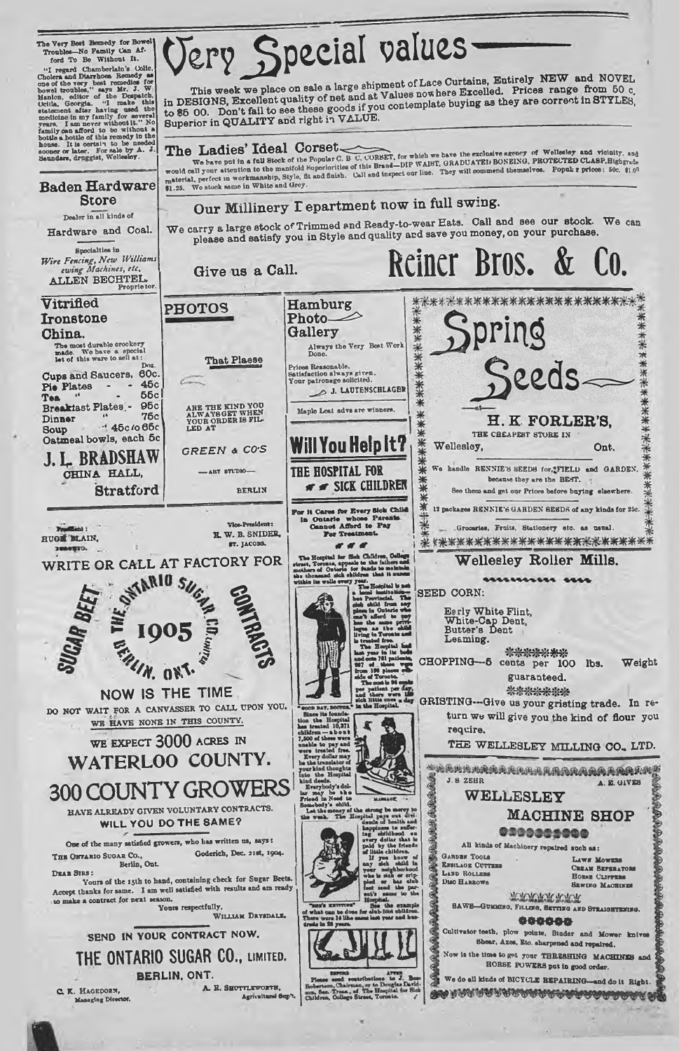The Very Best Remedy for Bowel Troubles—No Family Can Afford To Be Without It.

"I regard Chamberlain's Colic, Cholera and Diarrhoea Remedy as one of the very best remedies for bowel troubles," says Mr. J. W. Hanlon, editor of the Despatch, Ocilla, Georgia. "I make this statement after having used the medicine in my family for several years. I am never without it." No family can afford to be without a bottle of this remedy in the house. It is certain to be needed sooner or later. For sale by A. J. Saunders, druggist, Wellesley.

## Baden Hardware Store

Dealer in all kinds of

Hardware and Coal.

Specialties in *Wire Fencing, New Williams Sewing Machines, etc.*

ALLEN BECHTEL, Proprietor.

# Very Special values

This week we place on sale a large shipment of Lace Curtains, Entirely NEW and NOVEL in DESIGNS, Excellent quality of net and at Values nowhere Excelled. Prices range from 50 c. to $5 00. Don't fail to see these goods if you contemplate buying as they are correct in STYLES, Superior in QUALITY and right in VALUE.

**The Ladies' Ideal Corset.**

We have put in a full Stock of the Popular C. B. C. CORSET, for which we have the exclusive agency of Wellesley and vicinity, and would call your attention to the manifold Superiorities of this Brand—DIP WAIST, GRADUATED BONEING, PROTECTED CLASP, Highgrade material, perfect in workmanship, Style, fit and finish. Call and inspect our line. They will commend themselves. Popular prices: 50c. $1.00 $1.25. We stock same in White and Grey.

## Our Millinery Department now in full swing.

We carry a large stock of Trimmed and Ready-to-wear Hats. Call and see our stock. We can please and satisfy you in Style and quality and save you money, on your purchase.

Give us a Call.

# Reiner Bros. & Co.

## Vitrified Ironstone China.

The most durable crockery made. We have a special lot of this ware to sell at:

| | Doz. |
|---|---|
| Cups and Saucers, | 60c. |
| Pie Plates | 45c |
| Tea " | 55c |
| Breakfast Plates | 95c |
| Dinner " | 75c |
| Soup " | 45c to 65c |
| Oatmeal bowls, each | 5c |

**J. L. BRADSHAW**

CHINA HALL,

Stratford

## PHOTOS

That Please

ARE THE KIND YOU ALWAYS GET WHEN YOUR ORDER IS FILLED AT

GREEN & CO'S

—ART STUDIO—

BERLIN

## Hamburg Photo Gallery

Always the Very Best Work Done.

Prices Reasonable. Satisfaction always given. Your patronage solicited.

J. LAUTENSCHLAGER

Maple Leaf advs are winners.

## Will You Help It?

### THE HOSPITAL FOR SICK CHILDREN

For It Cares for Every Sick Child in Ontario whose Parents Cannot Afford to Pay For Treatment.

The Hospital for Sick Children, College street, Toronto, appeals to the fathers and mothers of Ontario for funds to maintain the thousand sick children that it nurses within its walls every year.

The Hospital is not a local institution—but Provincial. The sick child from any place in Ontario who can't afford to pay has the same privileges as the child living in Toronto and is treated free.

The Hospital had last year in its beds and cots 781 patients, 267 of these were from 198 places outside of Toronto.

The cost is 96 cents per patient per day, and there were 125 sick little ones a day in the Hospital.

"GOOD DAY, DOCTOR."

Since its foundation the Hospital has treated 10,371 children—about 7,500 of these were unable to pay and were treated free.

Every dollar may be the translator of your kind thoughts into the Hospital kind deeds.

Everybody's dollar may be the Friend in Need to Somebody's child.

Let the money of the strong be mercy to the weak. The Hospital pays out dividends of health and happiness to suffering childhood on every dollar that is paid by the friends of little children.

If you know of any sick child in your neighborhood who is sick or crippled or has club feet send the parent's name to the Hospital.

See the example of what can be done for club-foot children. There were 14 like cases last year and hundreds in 28 years.

MASSAGE

"SHE'S KNITTING"

BEFORE AFTER

Please send contributions to J. Ross Robertson, Chairman, or to Douglas Davidson, Sec.-Treas., of The Hospital for Sick Children, College Street, Toronto.

# Spring Seeds

—at—

**H. K. FORLER'S,**

THE CHEAPEST STORE IN

Wellesley, Ont.

We handle RENNIE'S SEEDS for FIELD and GARDEN, because they are the BEST.

See them and get our Prices before buying elsewhere.

12 packages RENNIE'S GARDEN SEEDS of any kinds for 25c.

Groceries, Fruits, Stationery etc. as usual.

## Wellesley Roller Mills.

SEED CORN:

Early White Flint,
White-Cap Dent,
Butter's Dent
Leaming.

CHOPPING—5 cents per 100 lbs. Weight guaranteed.

GRISTING—Give us your gristing trade. In return we will give you the kind of flour you require.

THE WELLESLEY MILLING CO., LTD.

President: HUGH BLAIN, TORONTO.

Vice-President: E. W. B. SNIDER, ST. JACOBS.

## WRITE OR CALL AT FACTORY FOR

SUGAR BEET — THE ONTARIO SUGAR CO. LIMITED — 1905 — BERLIN, ONT. — CONTRACTS

## NOW IS THE TIME

DO NOT WAIT FOR A CANVASSER TO CALL UPON YOU. WE HAVE NONE IN THIS COUNTY.

## WE EXPECT 3000 ACRES IN WATERLOO COUNTY.

# 300 COUNTY GROWERS

HAVE ALREADY GIVEN VOLUNTARY CONTRACTS. WILL YOU DO THE SAME?

One of the many satisfied growers, who has written us, says:

THE ONTARIO SUGAR CO.,
Berlin, Ont.

Goderich, Dec. 21st, 1904.

DEAR SIRS:

Yours of the 15th to hand, containing check for Sugar Beets. Accept thanks for same. I am well satisfied with results and am ready to make a contract for next season.

Yours respectfully,
WILLIAM DRYSDALE.

SEND IN YOUR CONTRACT NOW.

## THE ONTARIO SUGAR CO., LIMITED.

BERLIN, ONT.

C. K. HAGEDORN, Managing Director.

A. E. SHUTTLEWORTH, Agricultural Sup't.

J. S. ZEHR A. E. GIVES

## WELLESLEY MACHINE SHOP

All kinds of Machinery repaired such as:

GARDEN TOOLS, ENSILAGE CUTTERS, LAND ROLLERS, DISC HARROWS, LAWN MOWERS, CREAM SEPERATORS, HORSE CLIPPERS, SEWING MACHINES

SAWS—GUMMING, FILING, SETTING AND STRAIGHTENING.

Cultivator teeth, plow points, Binder and Mower knives Shear, Axes, Etc. sharpened and repaired.

Now is the time to get your THRESHING MACHINES and HORSE POWERS put in good order.

We do all kinds of BICYCLE REPAIRING—and do it Right.